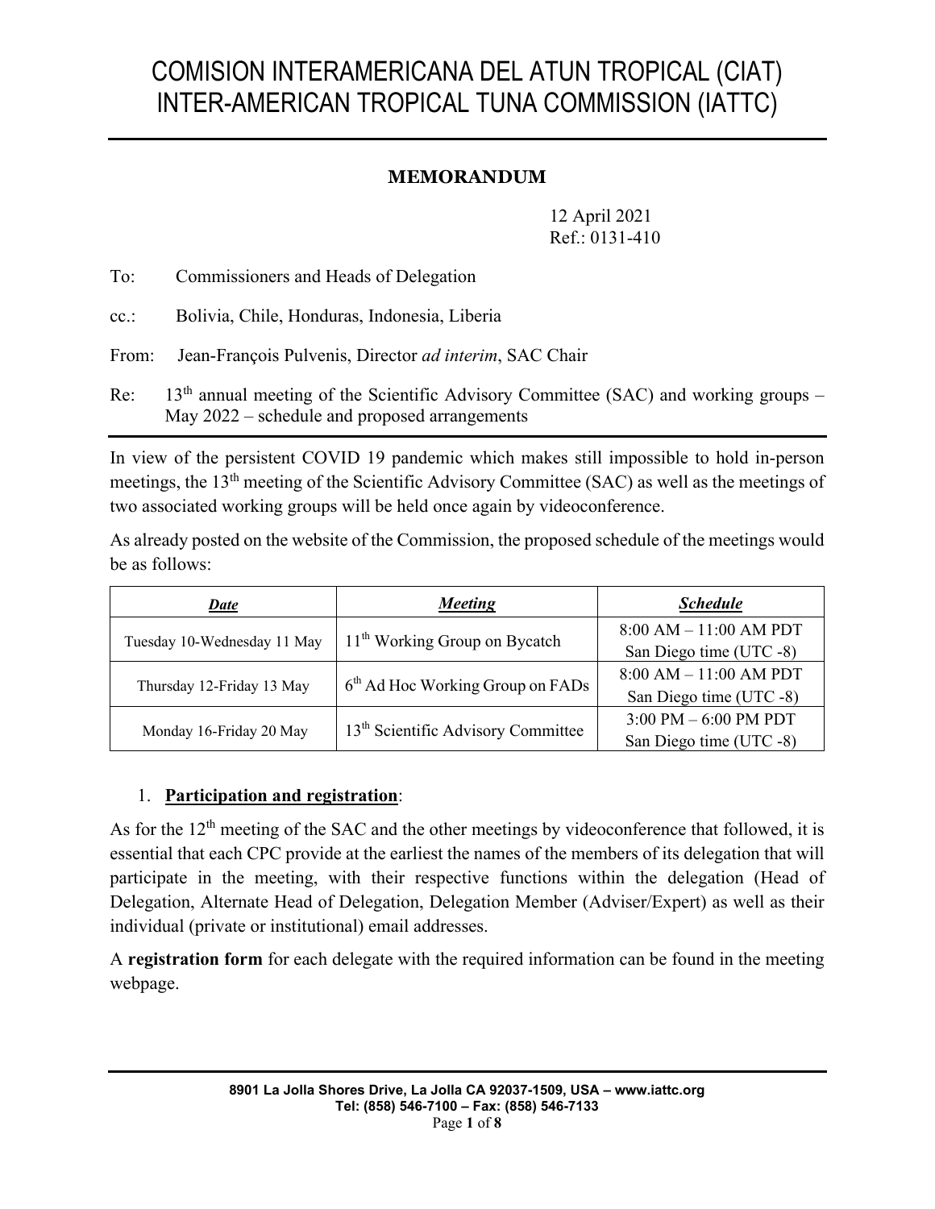# COMISION INTERAMERICANA DEL ATUN TROPICAL (CIAT)
# INTER-AMERICAN TROPICAL TUNA COMMISSION (IATTC)

## MEMORANDUM

12 April 2021
Ref.: 0131-410

To: Commissioners and Heads of Delegation

cc.: Bolivia, Chile, Honduras, Indonesia, Liberia

From: Jean-François Pulvenis, Director *ad interim*, SAC Chair

Re: 13th annual meeting of the Scientific Advisory Committee (SAC) and working groups – May 2022 – schedule and proposed arrangements

In view of the persistent COVID 19 pandemic which makes still impossible to hold in-person meetings, the 13th meeting of the Scientific Advisory Committee (SAC) as well as the meetings of two associated working groups will be held once again by videoconference.

As already posted on the website of the Commission, the proposed schedule of the meetings would be as follows:

| ***Date*** | ***Meeting*** | ***Schedule*** |
|---|---|---|
| Tuesday 10-Wednesday 11 May | 11th Working Group on Bycatch | 8:00 AM – 11:00 AM PDT San Diego time (UTC -8) |
| Thursday 12-Friday 13 May | 6th Ad Hoc Working Group on FADs | 8:00 AM – 11:00 AM PDT San Diego time (UTC -8) |
| Monday 16-Friday 20 May | 13th Scientific Advisory Committee | 3:00 PM – 6:00 PM PDT San Diego time (UTC -8) |

1. **Participation and registration**:

As for the 12th meeting of the SAC and the other meetings by videoconference that followed, it is essential that each CPC provide at the earliest the names of the members of its delegation that will participate in the meeting, with their respective functions within the delegation (Head of Delegation, Alternate Head of Delegation, Delegation Member (Adviser/Expert) as well as their individual (private or institutional) email addresses.

A **registration form** for each delegate with the required information can be found in the meeting webpage.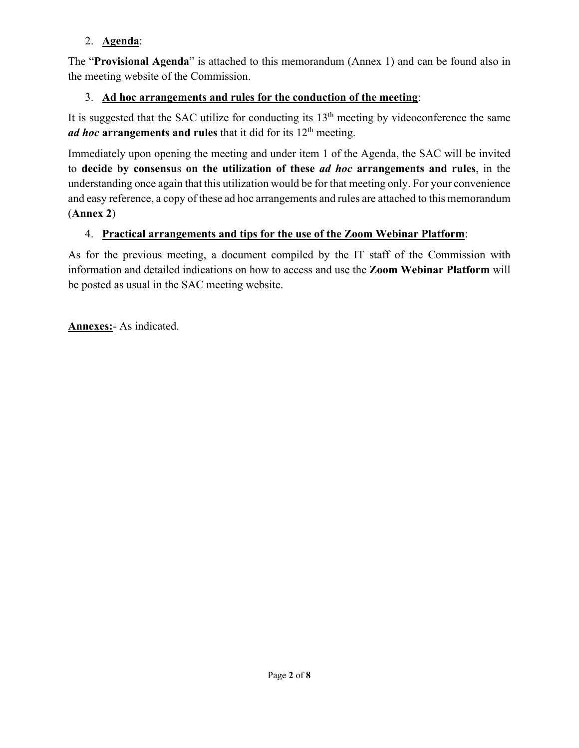2. **Agenda**:

The "**Provisional Agenda**" is attached to this memorandum (Annex 1) and can be found also in the meeting website of the Commission.

3. **Ad hoc arrangements and rules for the conduction of the meeting**:

It is suggested that the SAC utilize for conducting its 13th meeting by videoconference the same ***ad hoc*** **arrangements and rules** that it did for its 12th meeting.

Immediately upon opening the meeting and under item 1 of the Agenda, the SAC will be invited to **decide by consensus on the utilization of these *ad hoc* arrangements and rules**, in the understanding once again that this utilization would be for that meeting only. For your convenience and easy reference, a copy of these ad hoc arrangements and rules are attached to this memorandum (**Annex 2**)

4. **Practical arrangements and tips for the use of the Zoom Webinar Platform**:

As for the previous meeting, a document compiled by the IT staff of the Commission with information and detailed indications on how to access and use the **Zoom Webinar Platform** will be posted as usual in the SAC meeting website.

**Annexes:**- As indicated.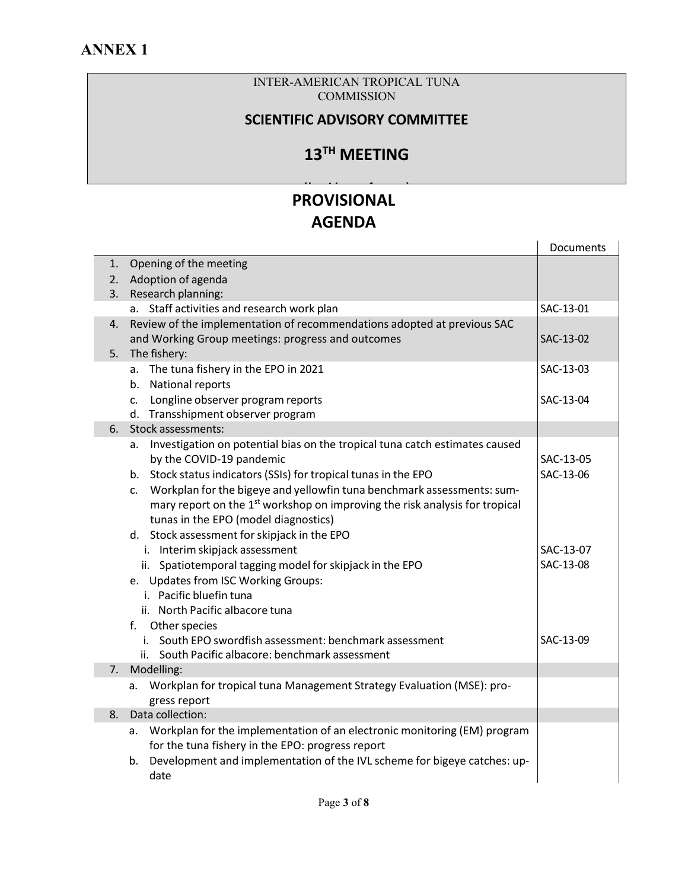## ANNEX 1

INTER-AMERICAN TROPICAL TUNA COMMISSION

**SCIENTIFIC ADVISORY COMMITTEE**

**13TH MEETING**

**PROVISIONAL AGENDA**

| | Documents |
|---|---|
| 1. Opening of the meeting | |
| 2. Adoption of agenda | |
| 3. Research planning: | |
| a. Staff activities and research work plan | SAC-13-01 |
| 4. Review of the implementation of recommendations adopted at previous SAC and Working Group meetings: progress and outcomes | SAC-13-02 |
| 5. The fishery: | |
| a. The tuna fishery in the EPO in 2021 | SAC-13-03 |
| b. National reports | |
| c. Longline observer program reports | SAC-13-04 |
| d. Transshipment observer program | |
| 6. Stock assessments: | |
| a. Investigation on potential bias on the tropical tuna catch estimates caused by the COVID-19 pandemic | SAC-13-05 |
| b. Stock status indicators (SSIs) for tropical tunas in the EPO | SAC-13-06 |
| c. Workplan for the bigeye and yellowfin tuna benchmark assessments: summary report on the 1st workshop on improving the risk analysis for tropical tunas in the EPO (model diagnostics) | |
| d. Stock assessment for skipjack in the EPO | |
| i. Interim skipjack assessment | SAC-13-07 |
| ii. Spatiotemporal tagging model for skipjack in the EPO | SAC-13-08 |
| e. Updates from ISC Working Groups: | |
| i. Pacific bluefin tuna | |
| ii. North Pacific albacore tuna | |
| f. Other species | |
| i. South EPO swordfish assessment: benchmark assessment | SAC-13-09 |
| ii. South Pacific albacore: benchmark assessment | |
| 7. Modelling: | |
| a. Workplan for tropical tuna Management Strategy Evaluation (MSE): progress report | |
| 8. Data collection: | |
| a. Workplan for the implementation of an electronic monitoring (EM) program for the tuna fishery in the EPO: progress report | |
| b. Development and implementation of the IVL scheme for bigeye catches: update | |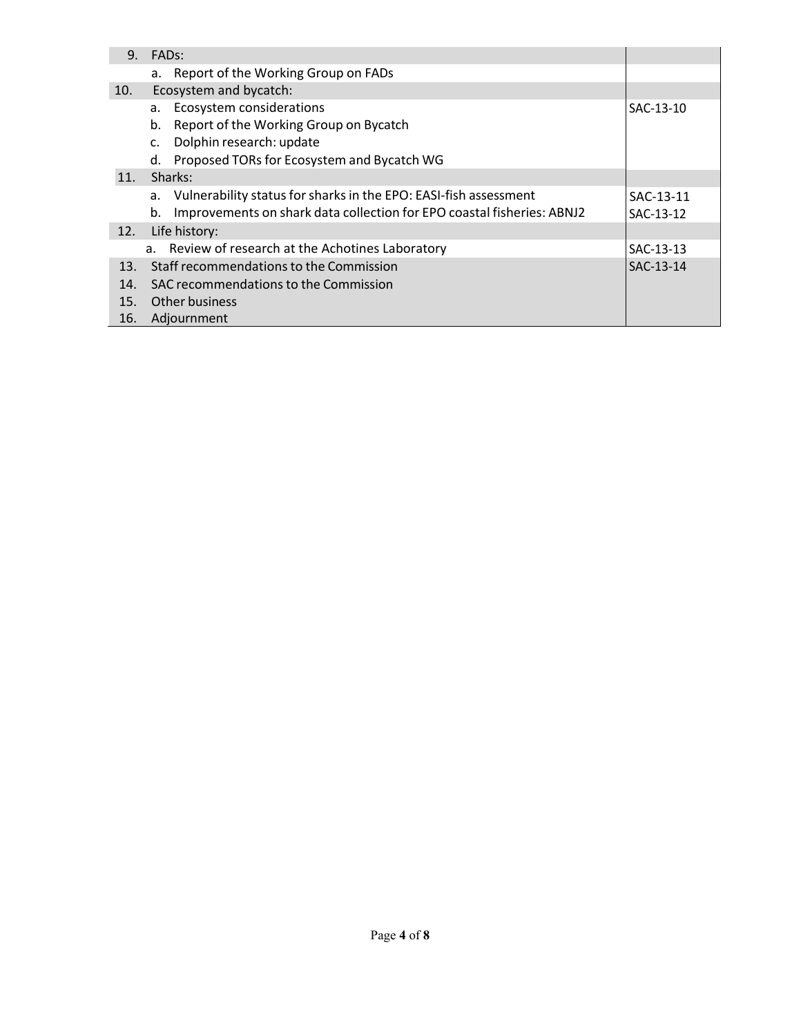| | | |
|---|---|---|
| 9. | FADs: | |
| | a. Report of the Working Group on FADs | |
| 10. | Ecosystem and bycatch: | |
| | a. Ecosystem considerations | SAC-13-10 |
| | b. Report of the Working Group on Bycatch | |
| | c. Dolphin research: update | |
| | d. Proposed TORs for Ecosystem and Bycatch WG | |
| 11. | Sharks: | |
| | a. Vulnerability status for sharks in the EPO: EASI-fish assessment | SAC-13-11 |
| | b. Improvements on shark data collection for EPO coastal fisheries: ABNJ2 | SAC-13-12 |
| 12. | Life history: | |
| | a. Review of research at the Achotines Laboratory | SAC-13-13 |
| 13. | Staff recommendations to the Commission | SAC-13-14 |
| 14. | SAC recommendations to the Commission | |
| 15. | Other business | |
| 16. | Adjournment | |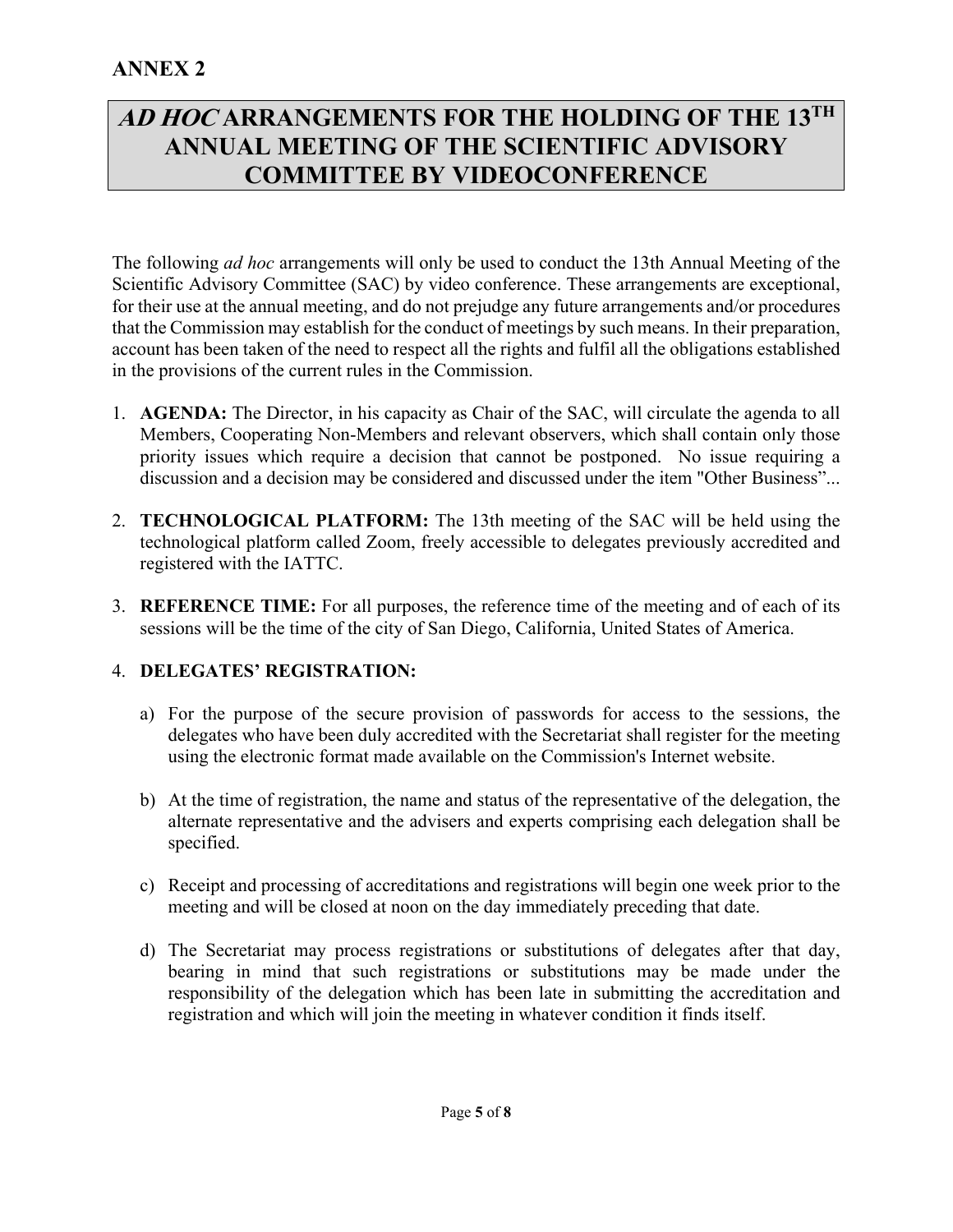## ANNEX 2

# *AD HOC* ARRANGEMENTS FOR THE HOLDING OF THE 13TH ANNUAL MEETING OF THE SCIENTIFIC ADVISORY COMMITTEE BY VIDEOCONFERENCE

The following *ad hoc* arrangements will only be used to conduct the 13th Annual Meeting of the Scientific Advisory Committee (SAC) by video conference. These arrangements are exceptional, for their use at the annual meeting, and do not prejudge any future arrangements and/or procedures that the Commission may establish for the conduct of meetings by such means. In their preparation, account has been taken of the need to respect all the rights and fulfil all the obligations established in the provisions of the current rules in the Commission.

1. **AGENDA:** The Director, in his capacity as Chair of the SAC, will circulate the agenda to all Members, Cooperating Non-Members and relevant observers, which shall contain only those priority issues which require a decision that cannot be postponed. No issue requiring a discussion and a decision may be considered and discussed under the item "Other Business”...

2. **TECHNOLOGICAL PLATFORM:** The 13th meeting of the SAC will be held using the technological platform called Zoom, freely accessible to delegates previously accredited and registered with the IATTC.

3. **REFERENCE TIME:** For all purposes, the reference time of the meeting and of each of its sessions will be the time of the city of San Diego, California, United States of America.

4. **DELEGATES’ REGISTRATION:**

   a) For the purpose of the secure provision of passwords for access to the sessions, the delegates who have been duly accredited with the Secretariat shall register for the meeting using the electronic format made available on the Commission's Internet website.

   b) At the time of registration, the name and status of the representative of the delegation, the alternate representative and the advisers and experts comprising each delegation shall be specified.

   c) Receipt and processing of accreditations and registrations will begin one week prior to the meeting and will be closed at noon on the day immediately preceding that date.

   d) The Secretariat may process registrations or substitutions of delegates after that day, bearing in mind that such registrations or substitutions may be made under the responsibility of the delegation which has been late in submitting the accreditation and registration and which will join the meeting in whatever condition it finds itself.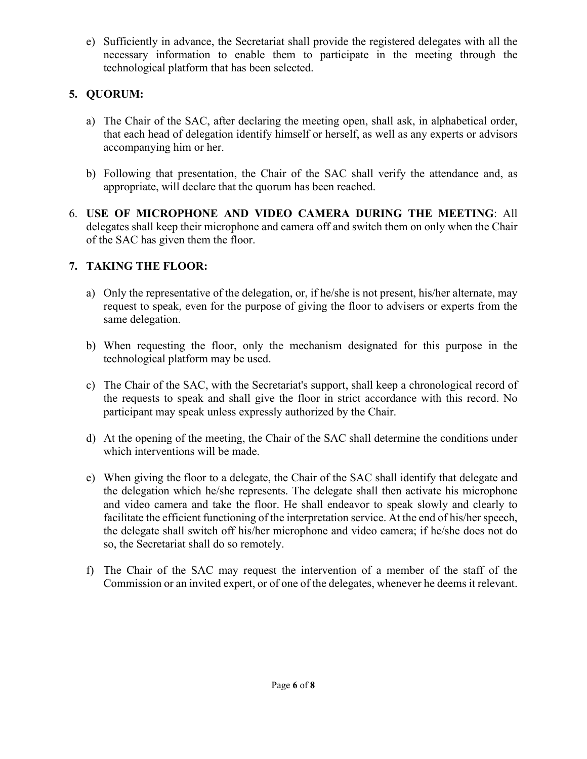e) Sufficiently in advance, the Secretariat shall provide the registered delegates with all the necessary information to enable them to participate in the meeting through the technological platform that has been selected.

## 5. QUORUM:

a) The Chair of the SAC, after declaring the meeting open, shall ask, in alphabetical order, that each head of delegation identify himself or herself, as well as any experts or advisors accompanying him or her.

b) Following that presentation, the Chair of the SAC shall verify the attendance and, as appropriate, will declare that the quorum has been reached.

6. **USE OF MICROPHONE AND VIDEO CAMERA DURING THE MEETING**: All delegates shall keep their microphone and camera off and switch them on only when the Chair of the SAC has given them the floor.

## 7. TAKING THE FLOOR:

a) Only the representative of the delegation, or, if he/she is not present, his/her alternate, may request to speak, even for the purpose of giving the floor to advisers or experts from the same delegation.

b) When requesting the floor, only the mechanism designated for this purpose in the technological platform may be used.

c) The Chair of the SAC, with the Secretariat's support, shall keep a chronological record of the requests to speak and shall give the floor in strict accordance with this record. No participant may speak unless expressly authorized by the Chair.

d) At the opening of the meeting, the Chair of the SAC shall determine the conditions under which interventions will be made.

e) When giving the floor to a delegate, the Chair of the SAC shall identify that delegate and the delegation which he/she represents. The delegate shall then activate his microphone and video camera and take the floor. He shall endeavor to speak slowly and clearly to facilitate the efficient functioning of the interpretation service. At the end of his/her speech, the delegate shall switch off his/her microphone and video camera; if he/she does not do so, the Secretariat shall do so remotely.

f) The Chair of the SAC may request the intervention of a member of the staff of the Commission or an invited expert, or of one of the delegates, whenever he deems it relevant.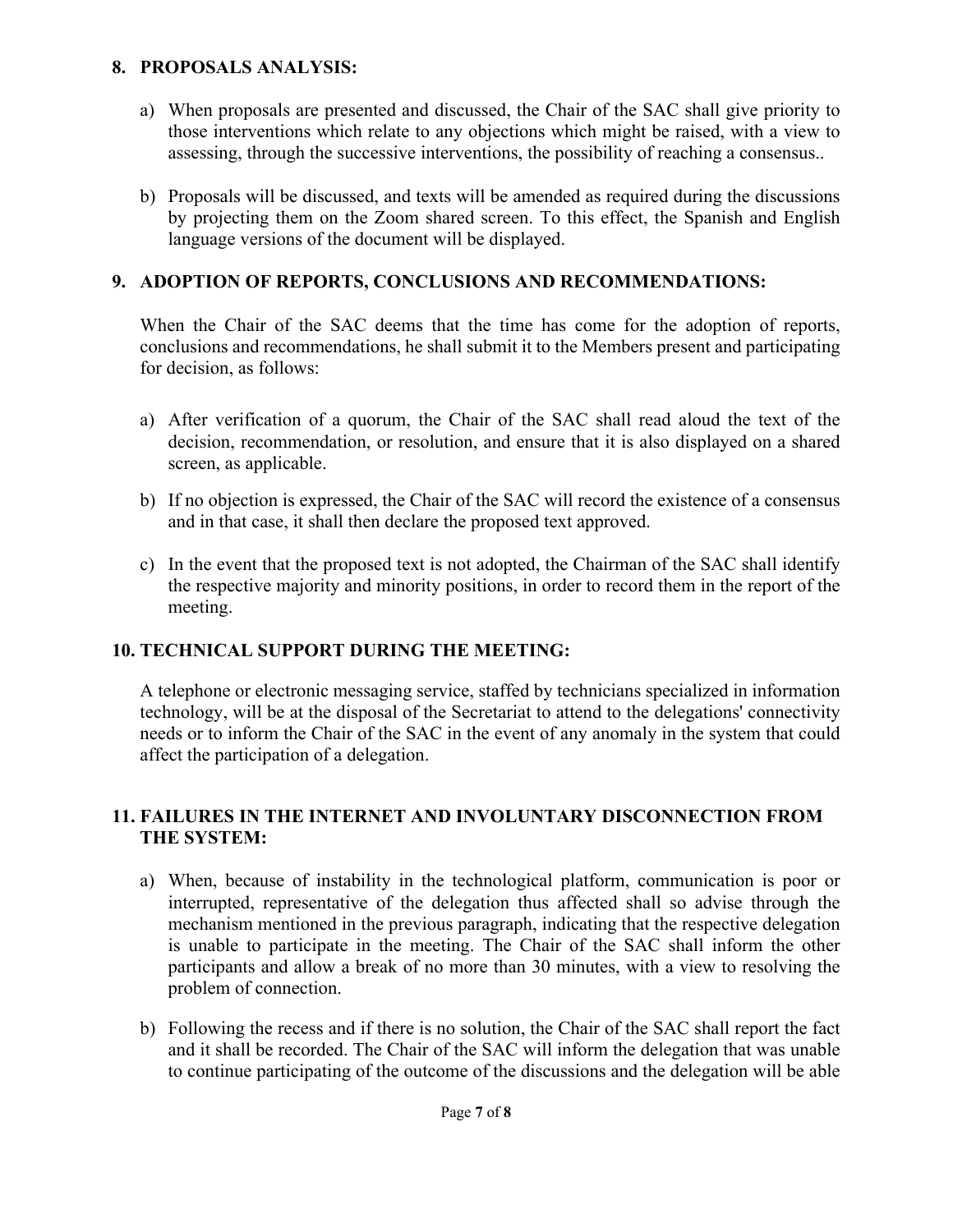## 8. PROPOSALS ANALYSIS:

a) When proposals are presented and discussed, the Chair of the SAC shall give priority to those interventions which relate to any objections which might be raised, with a view to assessing, through the successive interventions, the possibility of reaching a consensus..

b) Proposals will be discussed, and texts will be amended as required during the discussions by projecting them on the Zoom shared screen. To this effect, the Spanish and English language versions of the document will be displayed.

## 9. ADOPTION OF REPORTS, CONCLUSIONS AND RECOMMENDATIONS:

When the Chair of the SAC deems that the time has come for the adoption of reports, conclusions and recommendations, he shall submit it to the Members present and participating for decision, as follows:

a) After verification of a quorum, the Chair of the SAC shall read aloud the text of the decision, recommendation, or resolution, and ensure that it is also displayed on a shared screen, as applicable.

b) If no objection is expressed, the Chair of the SAC will record the existence of a consensus and in that case, it shall then declare the proposed text approved.

c) In the event that the proposed text is not adopted, the Chairman of the SAC shall identify the respective majority and minority positions, in order to record them in the report of the meeting.

## 10. TECHNICAL SUPPORT DURING THE MEETING:

A telephone or electronic messaging service, staffed by technicians specialized in information technology, will be at the disposal of the Secretariat to attend to the delegations' connectivity needs or to inform the Chair of the SAC in the event of any anomaly in the system that could affect the participation of a delegation.

## 11. FAILURES IN THE INTERNET AND INVOLUNTARY DISCONNECTION FROM THE SYSTEM:

a) When, because of instability in the technological platform, communication is poor or interrupted, representative of the delegation thus affected shall so advise through the mechanism mentioned in the previous paragraph, indicating that the respective delegation is unable to participate in the meeting. The Chair of the SAC shall inform the other participants and allow a break of no more than 30 minutes, with a view to resolving the problem of connection.

b) Following the recess and if there is no solution, the Chair of the SAC shall report the fact and it shall be recorded. The Chair of the SAC will inform the delegation that was unable to continue participating of the outcome of the discussions and the delegation will be able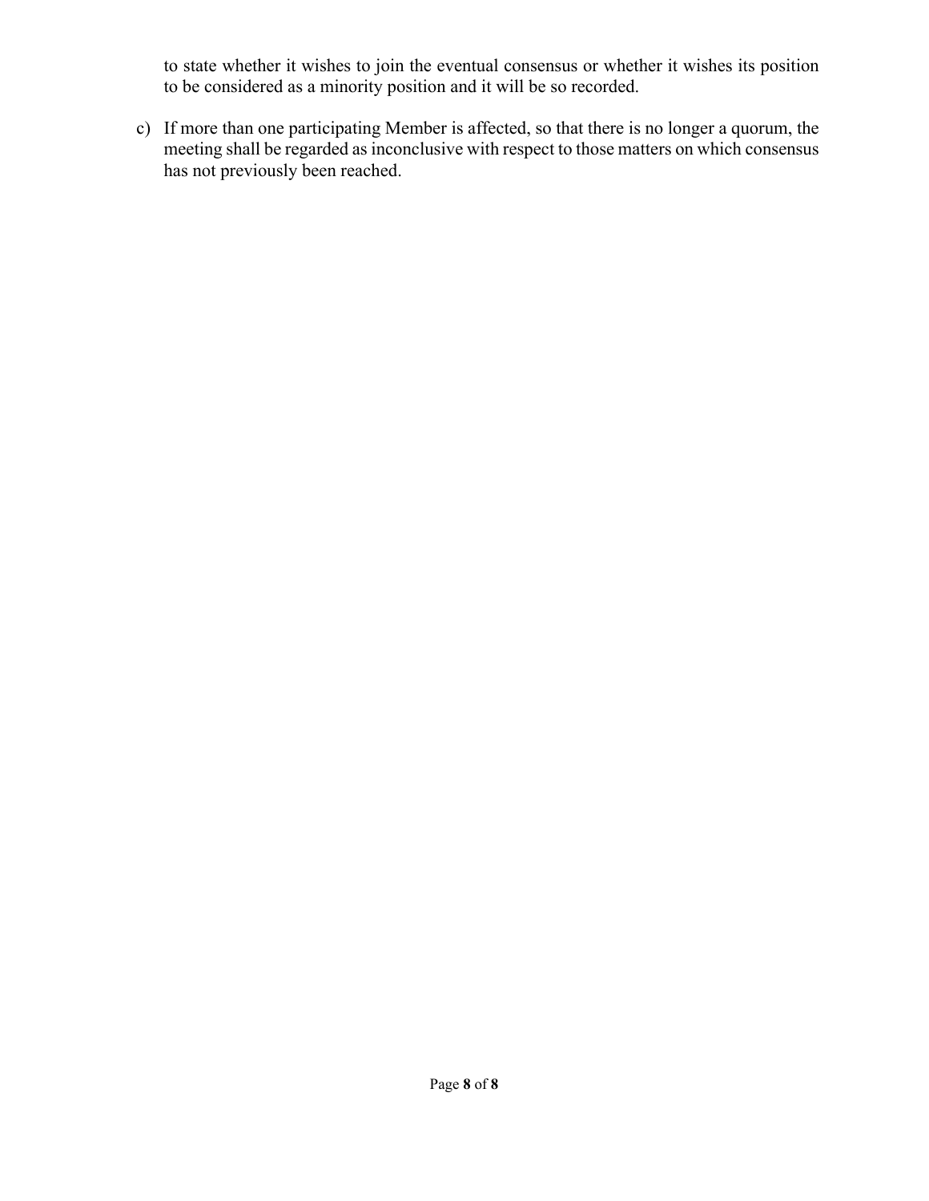to state whether it wishes to join the eventual consensus or whether it wishes its position to be considered as a minority position and it will be so recorded.

c) If more than one participating Member is affected, so that there is no longer a quorum, the meeting shall be regarded as inconclusive with respect to those matters on which consensus has not previously been reached.